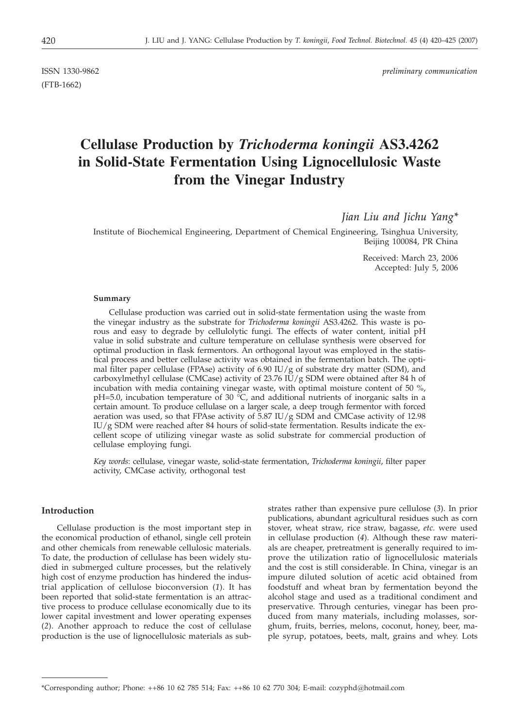ISSN 1330-9862 *preliminary communication*

(FTB-1662)

# Cellulase Production by *Trichoderma koningii* AS3.4262 in Solid-State Fermentation Using Lignocellulosic Waste from the Vinegar Industry

*Jian Liu and Jichu Yang**

Institute of Biochemical Engineering, Department of Chemical Engineering, Tsinghua University, Beijing 100084, PR China

Received: March 23, 2006
Accepted: July 5, 2006

#### Summary

Cellulase production was carried out in solid-state fermentation using the waste from the vinegar industry as the substrate for *Trichoderma koningii* AS3.4262. This waste is porous and easy to degrade by cellulolytic fungi. The effects of water content, initial pH value in solid substrate and culture temperature on cellulase synthesis were observed for optimal production in flask fermentors. An orthogonal layout was employed in the statistical process and better cellulase activity was obtained in the fermentation batch. The optimal filter paper cellulase (FPAse) activity of 6.90 IU/g of substrate dry matter (SDM), and carboxylmethyl cellulase (CMCase) activity of 23.76 IU/g SDM were obtained after 84 h of incubation with media containing vinegar waste, with optimal moisture content of 50 %, pH=5.0, incubation temperature of 30 °C, and additional nutrients of inorganic salts in a certain amount. To produce cellulase on a larger scale, a deep trough fermentor with forced aeration was used, so that FPAse activity of 5.87 IU/g SDM and CMCase activity of 12.98 IU/g SDM were reached after 84 hours of solid-state fermentation. Results indicate the excellent scope of utilizing vinegar waste as solid substrate for commercial production of cellulase employing fungi.

*Key words*: cellulase, vinegar waste, solid-state fermentation, *Trichoderma koningii*, filter paper activity, CMCase activity, orthogonal test

## Introduction

Cellulase production is the most important step in the economical production of ethanol, single cell protein and other chemicals from renewable cellulosic materials. To date, the production of cellulase has been widely studied in submerged culture processes, but the relatively high cost of enzyme production has hindered the industrial application of cellulose bioconversion (*1*). It has been reported that solid-state fermentation is an attractive process to produce cellulase economically due to its lower capital investment and lower operating expenses (*2*). Another approach to reduce the cost of cellulase production is the use of lignocellulosic materials as substrates rather than expensive pure cellulose (*3*). In prior publications, abundant agricultural residues such as corn stover, wheat straw, rice straw, bagasse, *etc*. were used in cellulase production (*4*). Although these raw materials are cheaper, pretreatment is generally required to improve the utilization ratio of lignocellulosic materials and the cost is still considerable. In China, vinegar is an impure diluted solution of acetic acid obtained from foodstuff and wheat bran by fermentation beyond the alcohol stage and used as a traditional condiment and preservative. Through centuries, vinegar has been produced from many materials, including molasses, sorghum, fruits, berries, melons, coconut, honey, beer, maple syrup, potatoes, beets, malt, grains and whey. Lots

*Corresponding author; Phone: ++86 10 62 785 514; Fax: ++86 10 62 770 304; E-mail: cozyphd@hotmail.com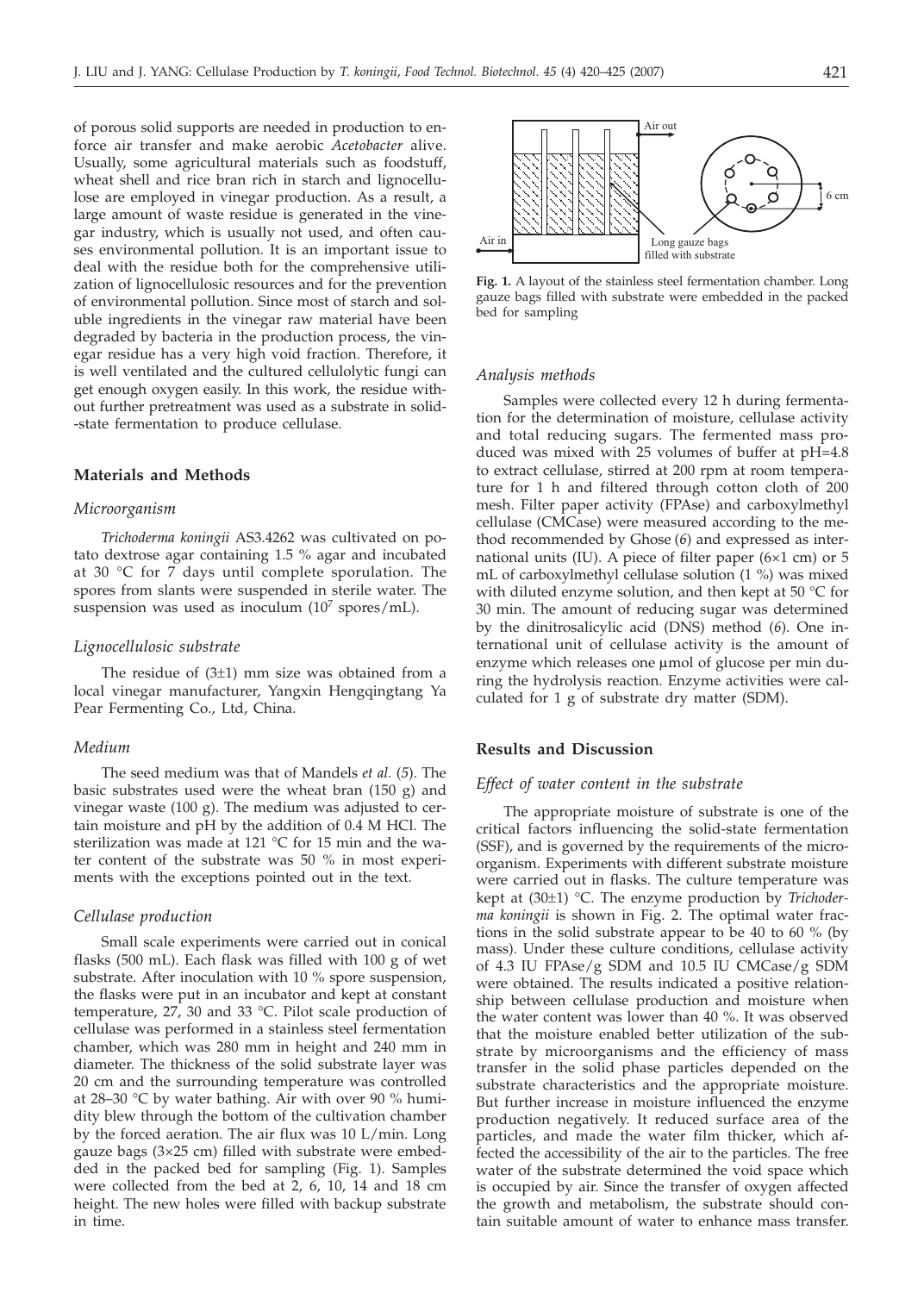of porous solid supports are needed in production to enforce air transfer and make aerobic *Acetobacter* alive. Usually, some agricultural materials such as foodstuff, wheat shell and rice bran rich in starch and lignocellulose are employed in vinegar production. As a result, a large amount of waste residue is generated in the vinegar industry, which is usually not used, and often causes environmental pollution. It is an important issue to deal with the residue both for the comprehensive utilization of lignocellulosic resources and for the prevention of environmental pollution. Since most of starch and soluble ingredients in the vinegar raw material have been degraded by bacteria in the production process, the vinegar residue has a very high void fraction. Therefore, it is well ventilated and the cultured cellulolytic fungi can get enough oxygen easily. In this work, the residue without further pretreatment was used as a substrate in solid-state fermentation to produce cellulase.

## Materials and Methods

### Microorganism

*Trichoderma koningii* AS3.4262 was cultivated on potato dextrose agar containing 1.5 % agar and incubated at 30 °C for 7 days until complete sporulation. The spores from slants were suspended in sterile water. The suspension was used as inoculum ($10^7$ spores/mL).

### Lignocellulosic substrate

The residue of (3±1) mm size was obtained from a local vinegar manufacturer, Yangxin Hengqingtang Ya Pear Fermenting Co., Ltd, China.

### Medium

The seed medium was that of Mandels *et al.* (*5*). The basic substrates used were the wheat bran (150 g) and vinegar waste (100 g). The medium was adjusted to certain moisture and pH by the addition of 0.4 M HCl. The sterilization was made at 121 °C for 15 min and the water content of the substrate was 50 % in most experiments with the exceptions pointed out in the text.

### Cellulase production

Small scale experiments were carried out in conical flasks (500 mL). Each flask was filled with 100 g of wet substrate. After inoculation with 10 % spore suspension, the flasks were put in an incubator and kept at constant temperature, 27, 30 and 33 °C. Pilot scale production of cellulase was performed in a stainless steel fermentation chamber, which was 280 mm in height and 240 mm in diameter. The thickness of the solid substrate layer was 20 cm and the surrounding temperature was controlled at 28–30 °C by water bathing. Air with over 90 % humidity blew through the bottom of the cultivation chamber by the forced aeration. The air flux was 10 L/min. Long gauze bags (3×25 cm) filled with substrate were embedded in the packed bed for sampling (Fig. 1). Samples were collected from the bed at 2, 6, 10, 14 and 18 cm height. The new holes were filled with backup substrate in time.

Air out

Air in

Long gauze bags filled with substrate

6 cm

**Fig. 1.** A layout of the stainless steel fermentation chamber. Long gauze bags filled with substrate were embedded in the packed bed for sampling

### Analysis methods

Samples were collected every 12 h during fermentation for the determination of moisture, cellulase activity and total reducing sugars. The fermented mass produced was mixed with 25 volumes of buffer at pH=4.8 to extract cellulase, stirred at 200 rpm at room temperature for 1 h and filtered through cotton cloth of 200 mesh. Filter paper activity (FPAse) and carboxylmethyl cellulase (CMCase) were measured according to the method recommended by Ghose (*6*) and expressed as international units (IU). A piece of filter paper (6×1 cm) or 5 mL of carboxylmethyl cellulase solution (1 %) was mixed with diluted enzyme solution, and then kept at 50 °C for 30 min. The amount of reducing sugar was determined by the dinitrosalicylic acid (DNS) method (*6*). One international unit of cellulase activity is the amount of enzyme which releases one μmol of glucose per min during the hydrolysis reaction. Enzyme activities were calculated for 1 g of substrate dry matter (SDM).

## Results and Discussion

### Effect of water content in the substrate

The appropriate moisture of substrate is one of the critical factors influencing the solid-state fermentation (SSF), and is governed by the requirements of the microorganism. Experiments with different substrate moisture were carried out in flasks. The culture temperature was kept at (30±1) °C. The enzyme production by *Trichoderma koningii* is shown in Fig. 2. The optimal water fractions in the solid substrate appear to be 40 to 60 % (by mass). Under these culture conditions, cellulase activity of 4.3 IU FPAse/g SDM and 10.5 IU CMCase/g SDM were obtained. The results indicated a positive relationship between cellulase production and moisture when the water content was lower than 40 %. It was observed that the moisture enabled better utilization of the substrate by microorganisms and the efficiency of mass transfer in the solid phase particles depended on the substrate characteristics and the appropriate moisture. But further increase in moisture influenced the enzyme production negatively. It reduced surface area of the particles, and made the water film thicker, which affected the accessibility of the air to the particles. The free water of the substrate determined the void space which is occupied by air. Since the transfer of oxygen affected the growth and metabolism, the substrate should contain suitable amount of water to enhance mass transfer.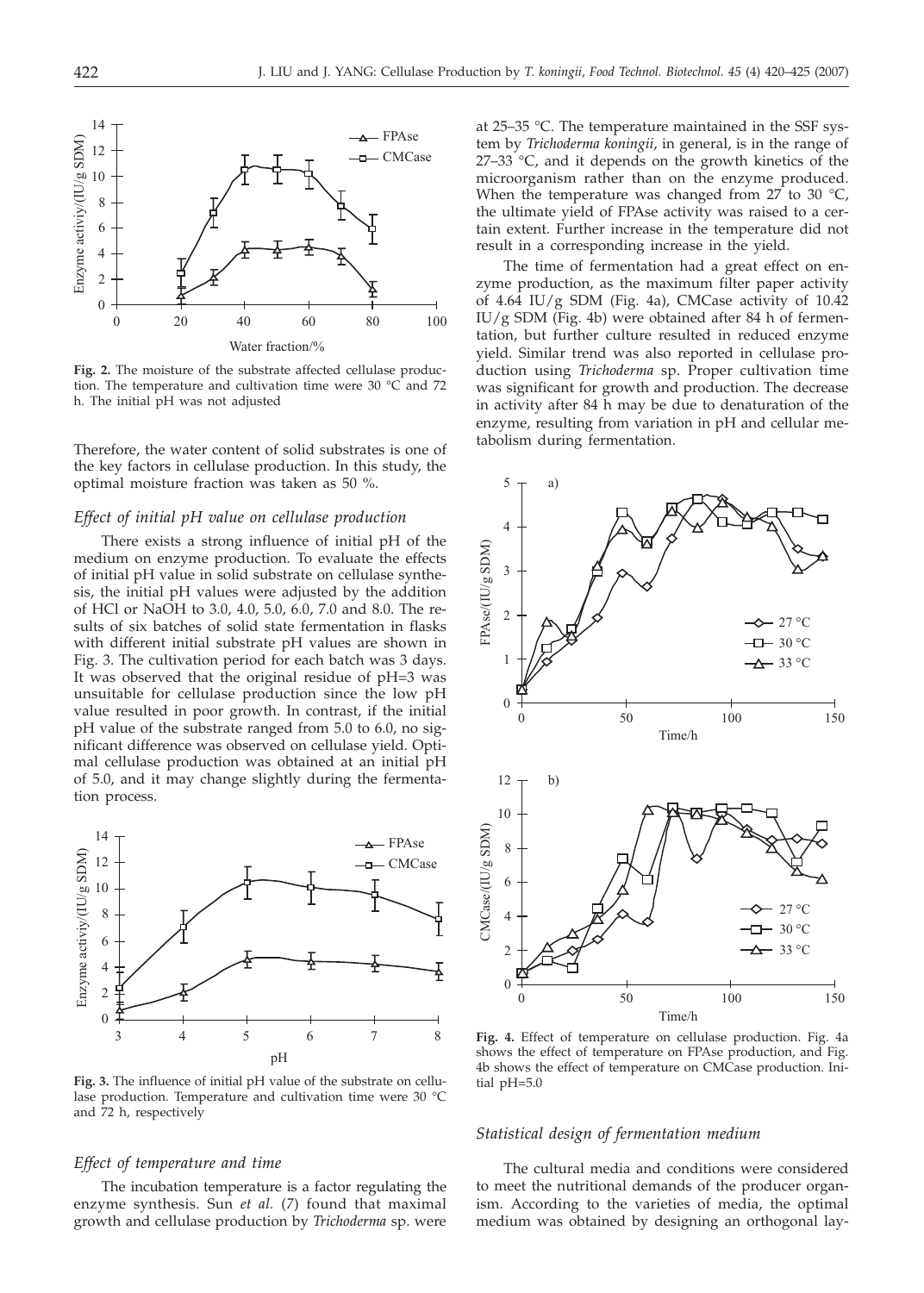**Fig. 2.** The moisture of the substrate affected cellulase production. The temperature and cultivation time were 30 °C and 72 h. The initial pH was not adjusted

Therefore, the water content of solid substrates is one of the key factors in cellulase production. In this study, the optimal moisture fraction was taken as 50 %.

### *Effect of initial pH value on cellulase production*

There exists a strong influence of initial pH of the medium on enzyme production. To evaluate the effects of initial pH value in solid substrate on cellulase synthesis, the initial pH values were adjusted by the addition of HCl or NaOH to 3.0, 4.0, 5.0, 6.0, 7.0 and 8.0. The results of six batches of solid state fermentation in flasks with different initial substrate pH values are shown in Fig. 3. The cultivation period for each batch was 3 days. It was observed that the original residue of pH=3 was unsuitable for cellulase production since the low pH value resulted in poor growth. In contrast, if the initial pH value of the substrate ranged from 5.0 to 6.0, no significant difference was observed on cellulase yield. Optimal cellulase production was obtained at an initial pH of 5.0, and it may change slightly during the fermentation process.

**Fig. 3.** The influence of initial pH value of the substrate on cellulase production. Temperature and cultivation time were 30 °C and 72 h, respectively

### *Effect of temperature and time*

The incubation temperature is a factor regulating the enzyme synthesis. Sun *et al.* (*7*) found that maximal growth and cellulase production by *Trichoderma* sp. were at 25–35 °C. The temperature maintained in the SSF system by *Trichoderma koningii*, in general, is in the range of 27–33 °C, and it depends on the growth kinetics of the microorganism rather than on the enzyme produced. When the temperature was changed from 27 to 30 °C, the ultimate yield of FPAse activity was raised to a certain extent. Further increase in the temperature did not result in a corresponding increase in the yield.

The time of fermentation had a great effect on enzyme production, as the maximum filter paper activity of 4.64 IU/g SDM (Fig. 4a), CMCase activity of 10.42 IU/g SDM (Fig. 4b) were obtained after 84 h of fermentation, but further culture resulted in reduced enzyme yield. Similar trend was also reported in cellulase production using *Trichoderma* sp. Proper cultivation time was significant for growth and production. The decrease in activity after 84 h may be due to denaturation of the enzyme, resulting from variation in pH and cellular metabolism during fermentation.

**Fig. 4.** Effect of temperature on cellulase production. Fig. 4a shows the effect of temperature on FPAse production, and Fig. 4b shows the effect of temperature on CMCase production. Initial pH=5.0

### *Statistical design of fermentation medium*

The cultural media and conditions were considered to meet the nutritional demands of the producer organism. According to the varieties of media, the optimal medium was obtained by designing an orthogonal lay-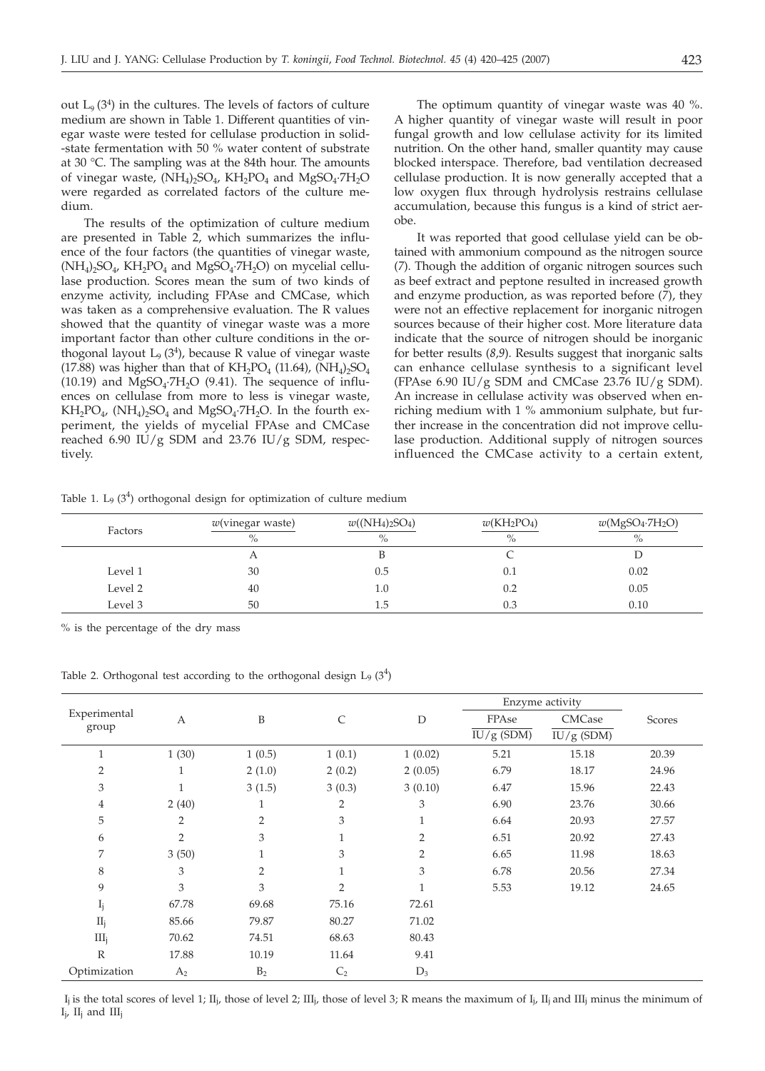out $L_9$ ($3^4$) in the cultures. The levels of factors of culture medium are shown in Table 1. Different quantities of vinegar waste were tested for cellulase production in solid-state fermentation with 50 % water content of substrate at 30 °C. The sampling was at the 84th hour. The amounts of vinegar waste, $(NH_4)_2SO_4$, $KH_2PO_4$ and $MgSO_4{\cdot}7H_2O$ were regarded as correlated factors of the culture medium.

The results of the optimization of culture medium are presented in Table 2, which summarizes the influence of the four factors (the quantities of vinegar waste, $(NH_4)_2SO_4$, $KH_2PO_4$ and $MgSO_4{\cdot}7H_2O$) on mycelial cellulase production. Scores mean the sum of two kinds of enzyme activity, including FPAse and CMCase, which was taken as a comprehensive evaluation. The R values showed that the quantity of vinegar waste was a more important factor than other culture conditions in the orthogonal layout $L_9$ ($3^4$), because R value of vinegar waste (17.88) was higher than that of $KH_2PO_4$ (11.64), $(NH_4)_2SO_4$ (10.19) and $MgSO_4{\cdot}7H_2O$ (9.41). The sequence of influences on cellulase from more to less is vinegar waste, $KH_2PO_4$, $(NH_4)_2SO_4$ and $MgSO_4{\cdot}7H_2O$. In the fourth experiment, the yields of mycelial FPAse and CMCase reached 6.90 IU/g SDM and 23.76 IU/g SDM, respectively.

The optimum quantity of vinegar waste was 40 %. A higher quantity of vinegar waste will result in poor fungal growth and low cellulase activity for its limited nutrition. On the other hand, smaller quantity may cause blocked interspace. Therefore, bad ventilation decreased cellulase production. It is now generally accepted that a low oxygen flux through hydrolysis restrains cellulase accumulation, because this fungus is a kind of strict aerobe.

It was reported that good cellulase yield can be obtained with ammonium compound as the nitrogen source (*7*). Though the addition of organic nitrogen sources such as beef extract and peptone resulted in increased growth and enzyme production, as was reported before (*7*), they were not an effective replacement for inorganic nitrogen sources because of their higher cost. More literature data indicate that the source of nitrogen should be inorganic for better results (*8,9*). Results suggest that inorganic salts can enhance cellulase synthesis to a significant level (FPAse 6.90 IU/g SDM and CMCase 23.76 IU/g SDM). An increase in cellulase activity was observed when enriching medium with 1 % ammonium sulphate, but further increase in the concentration did not improve cellulase production. Additional supply of nitrogen sources influenced the CMCase activity to a certain extent,

Table 1. $L_9$ ($3^4$) orthogonal design for optimization of culture medium

| Factors | $w$(vinegar waste) / % | $w((NH_4)_2SO_4)$ / % | $w(KH_2PO_4)$ / % | $w(MgSO_4{\cdot}7H_2O)$ / % |
|---|---|---|---|---|
| | A | B | C | D |
| Level 1 | 30 | 0.5 | 0.1 | 0.02 |
| Level 2 | 40 | 1.0 | 0.2 | 0.05 |
| Level 3 | 50 | 1.5 | 0.3 | 0.10 |

% is the percentage of the dry mass

Table 2. Orthogonal test according to the orthogonal design $L_9$ ($3^4$)

| Experimental group | A | B | C | D | Enzyme activity FPAse IU/g (SDM) | Enzyme activity CMCase IU/g (SDM) | Scores |
|---|---|---|---|---|---|---|---|
| 1 | 1 (30) | 1 (0.5) | 1 (0.1) | 1 (0.02) | 5.21 | 15.18 | 20.39 |
| 2 | 1 | 2 (1.0) | 2 (0.2) | 2 (0.05) | 6.79 | 18.17 | 24.96 |
| 3 | 1 | 3 (1.5) | 3 (0.3) | 3 (0.10) | 6.47 | 15.96 | 22.43 |
| 4 | 2 (40) | 1 | 2 | 3 | 6.90 | 23.76 | 30.66 |
| 5 | 2 | 2 | 3 | 1 | 6.64 | 20.93 | 27.57 |
| 6 | 2 | 3 | 1 | 2 | 6.51 | 20.92 | 27.43 |
| 7 | 3 (50) | 1 | 3 | 2 | 6.65 | 11.98 | 18.63 |
| 8 | 3 | 2 | 1 | 3 | 6.78 | 20.56 | 27.34 |
| 9 | 3 | 3 | 2 | 1 | 5.53 | 19.12 | 24.65 |
| $I_j$ | 67.78 | 69.68 | 75.16 | 72.61 | | | |
| $II_j$ | 85.66 | 79.87 | 80.27 | 71.02 | | | |
| $III_j$ | 70.62 | 74.51 | 68.63 | 80.43 | | | |
| R | 17.88 | 10.19 | 11.64 | 9.41 | | | |
| Optimization | $A_2$ | $B_2$ | $C_2$ | $D_3$ | | | |

$I_j$ is the total scores of level 1; $II_j$, those of level 2; $III_j$, those of level 3; R means the maximum of $I_j$, $II_j$ and $III_j$ minus the minimum of $I_j$, $II_j$ and $III_j$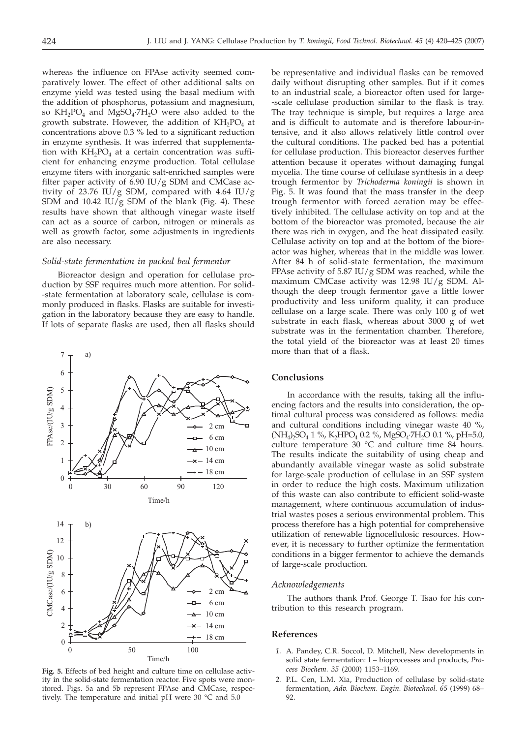whereas the influence on FPAse activity seemed comparatively lower. The effect of other additional salts on enzyme yield was tested using the basal medium with the addition of phosphorus, potassium and magnesium, so $KH_2PO_4$ and $MgSO_4{\cdot}7H_2O$ were also added to the growth substrate. However, the addition of $KH_2PO_4$ at concentrations above 0.3 % led to a significant reduction in enzyme synthesis. It was inferred that supplementation with $KH_2PO_4$ at a certain concentration was sufficient for enhancing enzyme production. Total cellulase enzyme titers with inorganic salt-enriched samples were filter paper activity of 6.90 IU/g SDM and CMCase activity of 23.76 IU/g SDM, compared with 4.64 IU/g SDM and 10.42 IU/g SDM of the blank (Fig. 4). These results have shown that although vinegar waste itself can act as a source of carbon, nitrogen or minerals as well as growth factor, some adjustments in ingredients are also necessary.

### *Solid-state fermentation in packed bed fermentor*

Bioreactor design and operation for cellulase production by SSF requires much more attention. For solid-state fermentation at laboratory scale, cellulase is commonly produced in flasks. Flasks are suitable for investigation in the laboratory because they are easy to handle. If lots of separate flasks are used, then all flasks should be representative and individual flasks can be removed daily without disrupting other samples. But if it comes to an industrial scale, a bioreactor often used for large-scale cellulase production similar to the flask is tray. The tray technique is simple, but requires a large area and is difficult to automate and is therefore labour-intensive, and it also allows relatively little control over the cultural conditions. The packed bed has a potential for cellulase production. This bioreactor deserves further attention because it operates without damaging fungal mycelia. The time course of cellulase synthesis in a deep trough fermentor by *Trichoderma koningii* is shown in Fig. 5. It was found that the mass transfer in the deep trough fermentor with forced aeration may be effectively inhibited. The cellulase activity on top and at the bottom of the bioreactor was promoted, because the air there was rich in oxygen, and the heat dissipated easily. Cellulase activity on top and at the bottom of the bioreactor was higher, whereas that in the middle was lower. After 84 h of solid-state fermentation, the maximum FPAse activity of 5.87 IU/g SDM was reached, while the maximum CMCase activity was 12.98 IU/g SDM. Although the deep trough fermentor gave a little lower productivity and less uniform quality, it can produce cellulase on a large scale. There was only 100 g of wet substrate in each flask, whereas about 3000 g of wet substrate was in the fermentation chamber. Therefore, the total yield of the bioreactor was at least 20 times more than that of a flask.

**Fig. 5.** Effects of bed height and culture time on cellulase activity in the solid-state fermentation reactor. Five spots were monitored. Figs. 5a and 5b represent FPAse and CMCase, respectively. The temperature and initial pH were 30 °C and 5.0

## Conclusions

In accordance with the results, taking all the influencing factors and the results into consideration, the optimal cultural process was considered as follows: media and cultural conditions including vinegar waste 40 %, $(NH_4)_2SO_4$ 1 %, $K_2HPO_4$ 0.2 %, $MgSO_4{\cdot}7H_2O$ 0.1 %, pH=5.0, culture temperature 30 °C and culture time 84 hours. The results indicate the suitability of using cheap and abundantly available vinegar waste as solid substrate for large-scale production of cellulase in an SSF system in order to reduce the high costs. Maximum utilization of this waste can also contribute to efficient solid-waste management, where continuous accumulation of industrial wastes poses a serious environmental problem. This process therefore has a high potential for comprehensive utilization of renewable lignocellulosic resources. However, it is necessary to further optimize the fermentation conditions in a bigger fermentor to achieve the demands of large-scale production.

### *Acknowledgements*

The authors thank Prof. George T. Tsao for his contribution to this research program.

## References

1. A. Pandey, C.R. Soccol, D. Mitchell, New developments in solid state fermentation: I – bioprocesses and products, *Process Biochem. 35* (2000) 1153–1169.
2. P.L. Cen, L.M. Xia, Production of cellulase by solid-state fermentation, *Adv. Biochem. Engin. Biotechnol. 65* (1999) 68–92.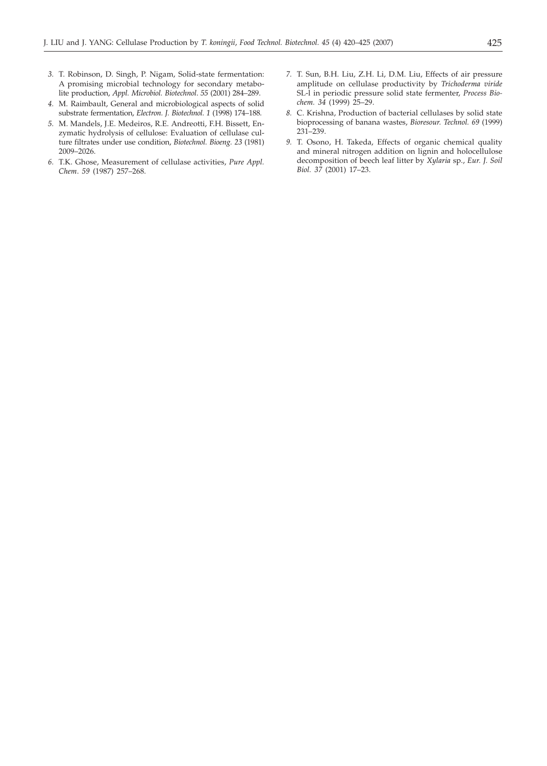3. T. Robinson, D. Singh, P. Nigam, Solid-state fermentation: A promising microbial technology for secondary metabolite production, *Appl. Microbiol. Biotechnol*. *55* (2001) 284–289.
4. M. Raimbault, General and microbiological aspects of solid substrate fermentation, *Electron. J. Biotechnol. 1* (1998) 174–188.
5. M. Mandels, J.E. Medeiros, R.E. Andreotti, F.H. Bissett, Enzymatic hydrolysis of cellulose: Evaluation of cellulase culture filtrates under use condition, *Biotechnol. Bioeng*. *23* (1981) 2009–2026.
6. T.K. Ghose, Measurement of cellulase activities, *Pure Appl. Chem*. *59* (1987) 257–268.
7. T. Sun, B.H. Liu, Z.H. Li, D.M. Liu, Effects of air pressure amplitude on cellulase productivity by *Trichoderma viride* SL-l in periodic pressure solid state fermenter, *Process Biochem. 34* (1999) 25–29.
8. C. Krishna, Production of bacterial cellulases by solid state bioprocessing of banana wastes, *Bioresour. Technol. 69* (1999) 231–239.
9. T. Osono, H. Takeda, Effects of organic chemical quality and mineral nitrogen addition on lignin and holocellulose decomposition of beech leaf litter by *Xylaria* sp., *Eur. J. Soil Biol. 37* (2001) 17–23.